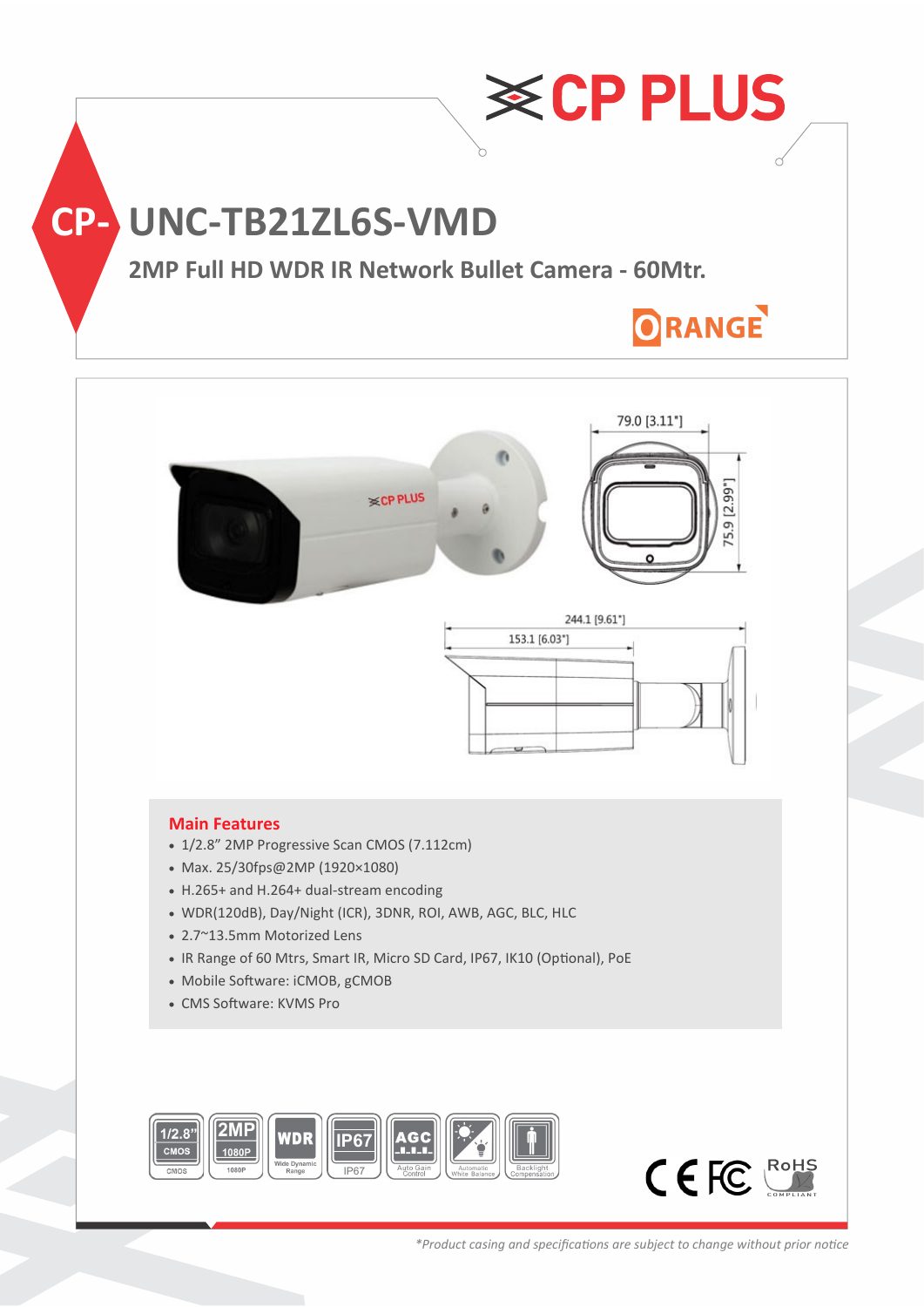CP PLUS

# CP-UNC-TB21ZL6S-VMD

## 2MP Full HD WDR IR Network Bullet Camera - 60Mtr.

ORANGE

79.0 [3.11"]

75.9 [2.99"]

244.1 [9.61"]

153.1 [6.03"]

### Main Features

- 1/2.8" 2MP Progressive Scan CMOS (7.112cm)
- Max. 25/30fps@2MP (1920×1080)
- H.265+ and H.264+ dual-stream encoding
- WDR(120dB), Day/Night (ICR), 3DNR, ROI, AWB, AGC, BLC, HLC
- 2.7~13.5mm Motorized Lens
- IR Range of 60 Mtrs, Smart IR, Micro SD Card, IP67, IK10 (Optional), PoE
- Mobile Software: iCMOB, gCMOB
- CMS Software: KVMS Pro

1/2.8" CMOS | 2MP 1080P | WDR Wide Dynamic Range | IP67 | AGC Auto Gain Control | Automatic White Balance | Backlight Compensation

CE FC RoHS COMPLIANT

*Product casing and specifications are subject to change without prior notice*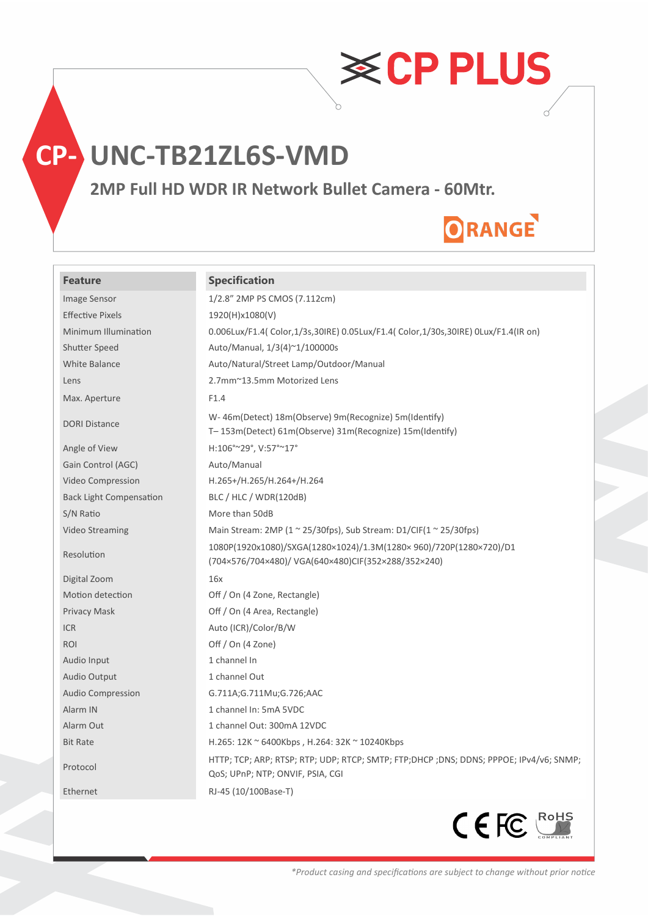# CP- UNC-TB21ZL6S-VMD

## 2MP Full HD WDR IR Network Bullet Camera - 60Mtr.

ORANGE

| Feature | Specification |
|---|---|
| Image Sensor | 1/2.8" 2MP PS CMOS (7.112cm) |
| Effective Pixels | 1920(H)x1080(V) |
| Minimum Illumination | 0.006Lux/F1.4( Color,1/3s,30IRE) 0.05Lux/F1.4( Color,1/30s,30IRE) 0Lux/F1.4(IR on) |
| Shutter Speed | Auto/Manual, 1/3(4)~1/100000s |
| White Balance | Auto/Natural/Street Lamp/Outdoor/Manual |
| Lens | 2.7mm~13.5mm Motorized Lens |
| Max. Aperture | F1.4 |
| DORI Distance | W- 46m(Detect) 18m(Observe) 9m(Recognize) 5m(Identify)<br>T– 153m(Detect) 61m(Observe) 31m(Recognize) 15m(Identify) |
| Angle of View | H:106°~29°, V:57°~17° |
| Gain Control (AGC) | Auto/Manual |
| Video Compression | H.265+/H.265/H.264+/H.264 |
| Back Light Compensation | BLC / HLC / WDR(120dB) |
| S/N Ratio | More than 50dB |
| Video Streaming | Main Stream: 2MP (1 ~ 25/30fps), Sub Stream: D1/CIF(1 ~ 25/30fps) |
| Resolution | 1080P(1920x1080)/SXGA(1280×1024)/1.3M(1280× 960)/720P(1280×720)/D1 (704×576/704×480)/ VGA(640×480)CIF(352×288/352×240) |
| Digital Zoom | 16x |
| Motion detection | Off / On (4 Zone, Rectangle) |
| Privacy Mask | Off / On (4 Area, Rectangle) |
| ICR | Auto (ICR)/Color/B/W |
| ROI | Off / On (4 Zone) |
| Audio Input | 1 channel In |
| Audio Output | 1 channel Out |
| Audio Compression | G.711A;G.711Mu;G.726;AAC |
| Alarm IN | 1 channel In: 5mA 5VDC |
| Alarm Out | 1 channel Out: 300mA 12VDC |
| Bit Rate | H.265: 12K ~ 6400Kbps , H.264: 32K ~ 10240Kbps |
| Protocol | HTTP; TCP; ARP; RTSP; RTP; UDP; RTCP; SMTP; FTP;DHCP ;DNS; DDNS; PPPOE; IPv4/v6; SNMP; QoS; UPnP; NTP; ONVIF, PSIA, CGI |
| Ethernet | RJ-45 (10/100Base-T) |

CE FC RoHS COMPLIANT

*Product casing and specifications are subject to change without prior notice*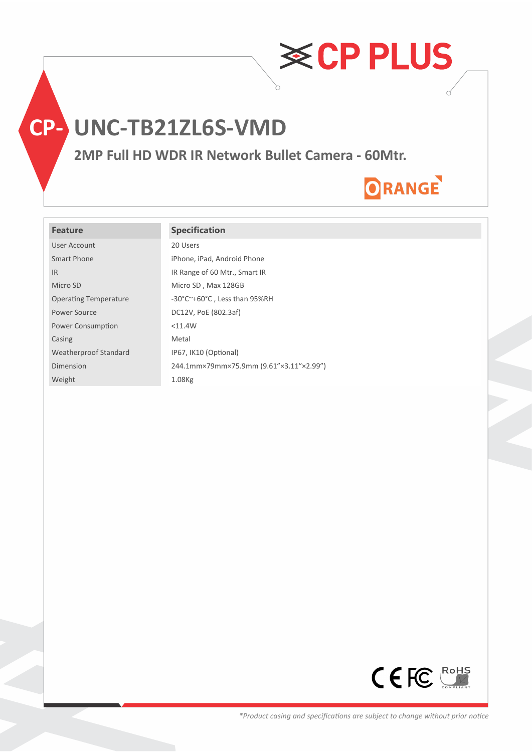# CP- UNC-TB21ZL6S-VMD

## 2MP Full HD WDR IR Network Bullet Camera - 60Mtr.

| Feature | Specification |
|---|---|
| User Account | 20 Users |
| Smart Phone | iPhone, iPad, Android Phone |
| IR | IR Range of 60 Mtr., Smart IR |
| Micro SD | Micro SD , Max 128GB |
| Operating Temperature | -30°C~+60°C , Less than 95%RH |
| Power Source | DC12V, PoE (802.3af) |
| Power Consumption | <11.4W |
| Casing | Metal |
| Weatherproof Standard | IP67, IK10 (Optional) |
| Dimension | 244.1mm×79mm×75.9mm (9.61”×3.11”×2.99”) |
| Weight | 1.08Kg |

*\*Product casing and specifications are subject to change without prior notice*